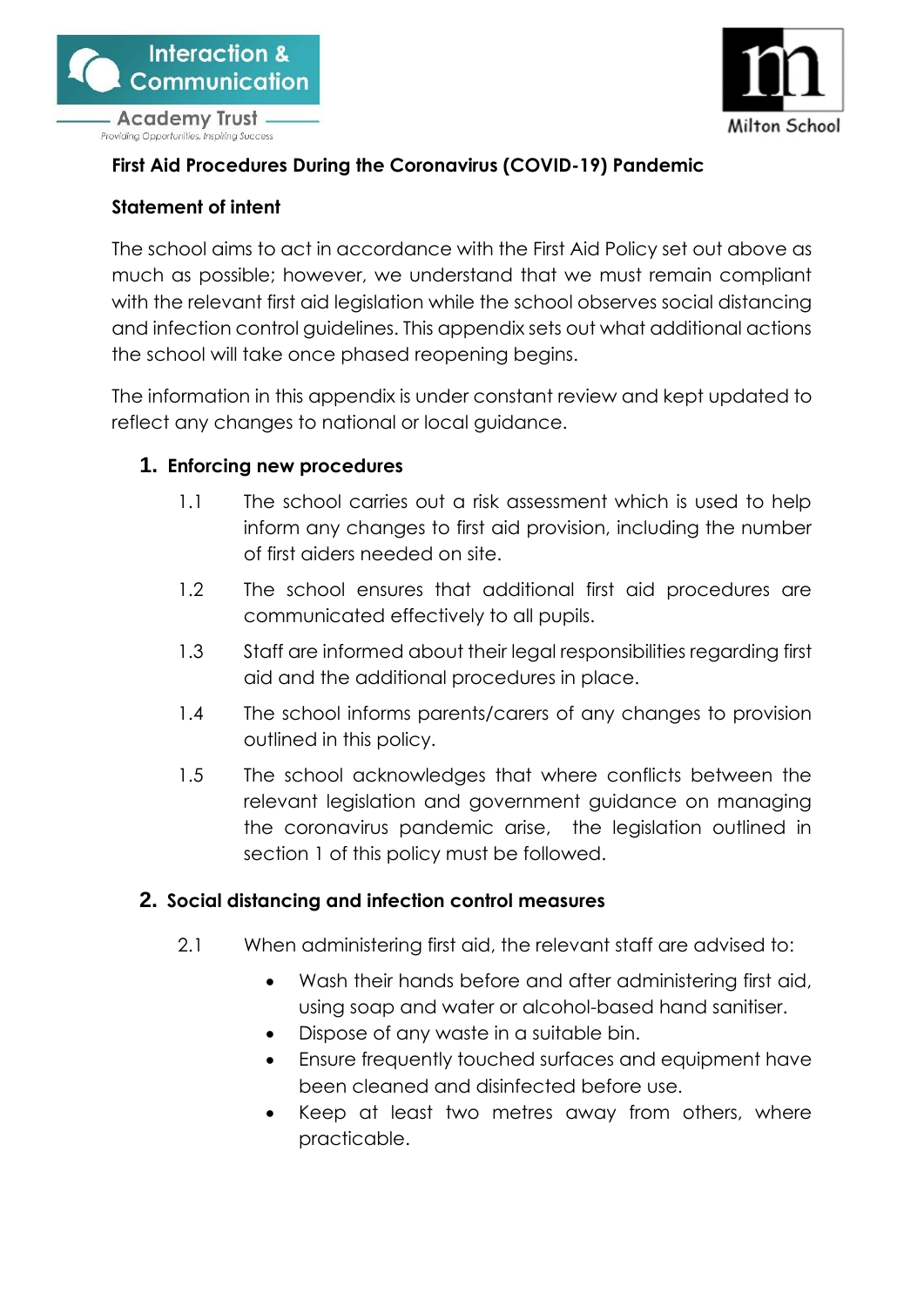# First Aid Procedures During the Coronavirus (COVID-19) Pandemic

## Statement of intent

The school aims to act in accordance with the First Aid Policy set out above as much as possible; however, we understand that we must remain compliant with the relevant first aid legislation while the school observes social distancing and infection control guidelines. This appendix sets out what additional actions the school will take once phased reopening begins.

The information in this appendix is under constant review and kept updated to reflect any changes to national or local guidance.

## 1. Enforcing new procedures

1.1 The school carries out a risk assessment which is used to help inform any changes to first aid provision, including the number of first aiders needed on site.

1.2 The school ensures that additional first aid procedures are communicated effectively to all pupils.

1.3 Staff are informed about their legal responsibilities regarding first aid and the additional procedures in place.

1.4 The school informs parents/carers of any changes to provision outlined in this policy.

1.5 The school acknowledges that where conflicts between the relevant legislation and government guidance on managing the coronavirus pandemic arise, the legislation outlined in section 1 of this policy must be followed.

## 2. Social distancing and infection control measures

2.1 When administering first aid, the relevant staff are advised to:

- Wash their hands before and after administering first aid, using soap and water or alcohol-based hand sanitiser.
- Dispose of any waste in a suitable bin.
- Ensure frequently touched surfaces and equipment have been cleaned and disinfected before use.
- Keep at least two metres away from others, where practicable.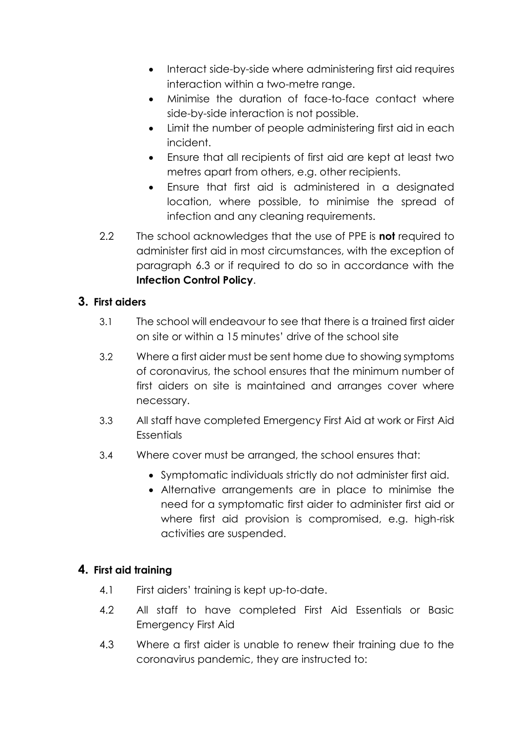- Interact side-by-side where administering first aid requires interaction within a two-metre range.
- Minimise the duration of face-to-face contact where side-by-side interaction is not possible.
- Limit the number of people administering first aid in each incident.
- Ensure that all recipients of first aid are kept at least two metres apart from others, e.g. other recipients.
- Ensure that first aid is administered in a designated location, where possible, to minimise the spread of infection and any cleaning requirements.

2.2 The school acknowledges that the use of PPE is **not** required to administer first aid in most circumstances, with the exception of paragraph 6.3 or if required to do so in accordance with the **Infection Control Policy**.

## 3. First aiders

3.1 The school will endeavour to see that there is a trained first aider on site or within a 15 minutes' drive of the school site

3.2 Where a first aider must be sent home due to showing symptoms of coronavirus, the school ensures that the minimum number of first aiders on site is maintained and arranges cover where necessary.

3.3 All staff have completed Emergency First Aid at work or First Aid Essentials

3.4 Where cover must be arranged, the school ensures that:

- Symptomatic individuals strictly do not administer first aid.
- Alternative arrangements are in place to minimise the need for a symptomatic first aider to administer first aid or where first aid provision is compromised, e.g. high-risk activities are suspended.

## 4. First aid training

4.1 First aiders' training is kept up-to-date.

4.2 All staff to have completed First Aid Essentials or Basic Emergency First Aid

4.3 Where a first aider is unable to renew their training due to the coronavirus pandemic, they are instructed to: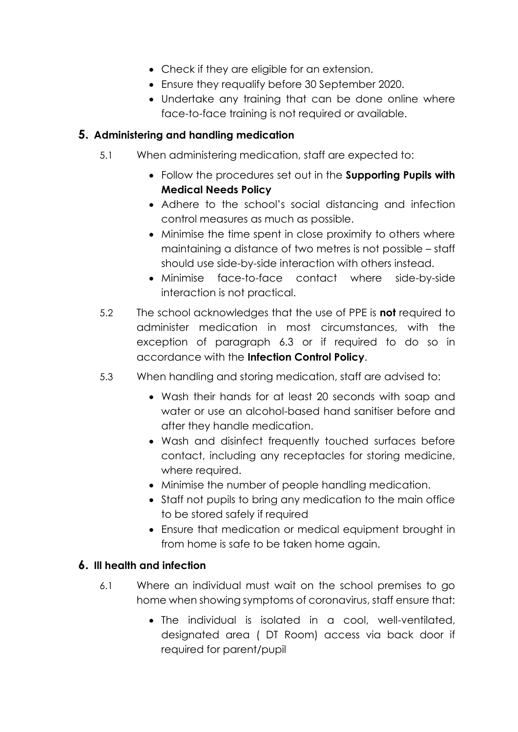- Check if they are eligible for an extension.
- Ensure they requalify before 30 September 2020.
- Undertake any training that can be done online where face-to-face training is not required or available.

## 5. Administering and handling medication

5.1 When administering medication, staff are expected to:

- Follow the procedures set out in the **Supporting Pupils with Medical Needs Policy**
- Adhere to the school's social distancing and infection control measures as much as possible.
- Minimise the time spent in close proximity to others where maintaining a distance of two metres is not possible – staff should use side-by-side interaction with others instead.
- Minimise face-to-face contact where side-by-side interaction is not practical.

5.2 The school acknowledges that the use of PPE is **not** required to administer medication in most circumstances, with the exception of paragraph 6.3 or if required to do so in accordance with the **Infection Control Policy**.

5.3 When handling and storing medication, staff are advised to:

- Wash their hands for at least 20 seconds with soap and water or use an alcohol-based hand sanitiser before and after they handle medication.
- Wash and disinfect frequently touched surfaces before contact, including any receptacles for storing medicine, where required.
- Minimise the number of people handling medication.
- Staff not pupils to bring any medication to the main office to be stored safely if required
- Ensure that medication or medical equipment brought in from home is safe to be taken home again.

## 6. Ill health and infection

6.1 Where an individual must wait on the school premises to go home when showing symptoms of coronavirus, staff ensure that:

- The individual is isolated in a cool, well-ventilated, designated area ( DT Room) access via back door if required for parent/pupil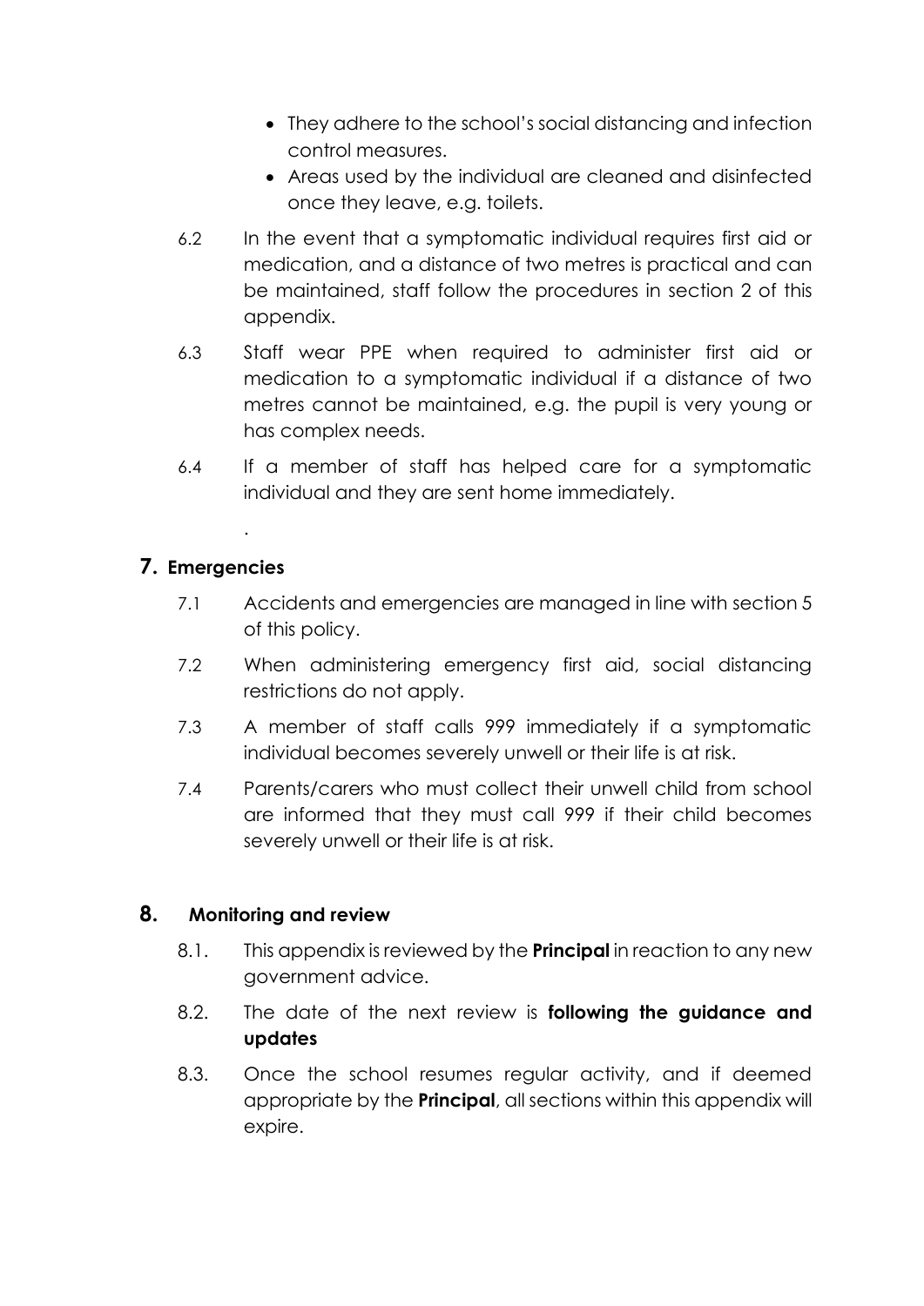- They adhere to the school's social distancing and infection control measures.
- Areas used by the individual are cleaned and disinfected once they leave, e.g. toilets.

6.2 In the event that a symptomatic individual requires first aid or medication, and a distance of two metres is practical and can be maintained, staff follow the procedures in section 2 of this appendix.

6.3 Staff wear PPE when required to administer first aid or medication to a symptomatic individual if a distance of two metres cannot be maintained, e.g. the pupil is very young or has complex needs.

6.4 If a member of staff has helped care for a symptomatic individual and they are sent home immediately.

.

## 7. Emergencies

7.1 Accidents and emergencies are managed in line with section 5 of this policy.

7.2 When administering emergency first aid, social distancing restrictions do not apply.

7.3 A member of staff calls 999 immediately if a symptomatic individual becomes severely unwell or their life is at risk.

7.4 Parents/carers who must collect their unwell child from school are informed that they must call 999 if their child becomes severely unwell or their life is at risk.

## 8. Monitoring and review

8.1. This appendix is reviewed by the **Principal** in reaction to any new government advice.

8.2. The date of the next review is **following the guidance and updates**

8.3. Once the school resumes regular activity, and if deemed appropriate by the **Principal**, all sections within this appendix will expire.